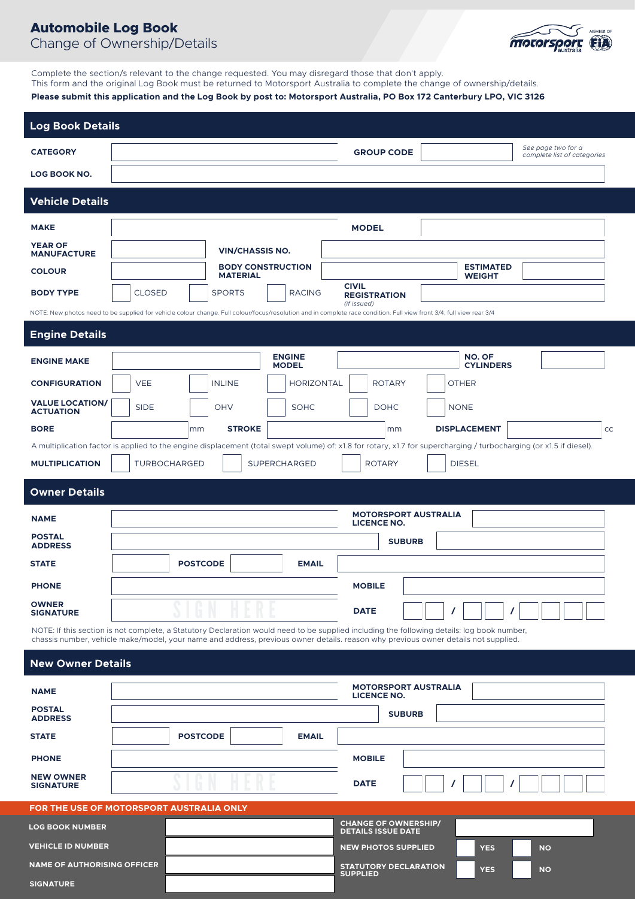# Automobile Log Book
## Change of Ownership/Details

Complete the section/s relevant to the change requested. You may disregard those that don't apply.
This form and the original Log Book must be returned to Motorsport Australia to complete the change of ownership/details.

**Please submit this application and the Log Book by post to: Motorsport Australia, PO Box 172 Canterbury LPO, VIC 3126**

## Log Book Details

| | | | | |
|---|---|---|---|---|
| **CATEGORY** | | **GROUP CODE** | | *See page two for a complete list of categories* |
| **LOG BOOK NO.** | | | | |

## Vehicle Details

| | | | | | |
|---|---|---|---|---|---|
| **MAKE** | | **MODEL** | | | |
| **YEAR OF MANUFACTURE** | | **VIN/CHASSIS NO.** | | | |
| **COLOUR** | | **BODY CONSTRUCTION MATERIAL** | | **ESTIMATED WEIGHT** | |
| **BODY TYPE** | ☐ CLOSED ☐ SPORTS ☐ RACING | **CIVIL REGISTRATION** *(if issued)* | | | |

NOTE: New photos need to be supplied for vehicle colour change. Full colour/focus/resolution and in complete race condition. Full view front 3/4, full view rear 3/4

## Engine Details

| | | | | | |
|---|---|---|---|---|---|
| **ENGINE MAKE** | | **ENGINE MODEL** | | **NO. OF CYLINDERS** | |
| **CONFIGURATION** | ☐ VEE ☐ INLINE ☐ HORIZONTAL ☐ ROTARY ☐ OTHER | | | | |
| **VALUE LOCATION/ ACTUATION** | ☐ SIDE ☐ OHV ☐ SOHC ☐ DOHC ☐ NONE | | | | |
| **BORE** | mm | **STROKE** | mm | **DISPLACEMENT** | cc |

A multiplication factor is applied to the engine displacement (total swept volume) of: x1.8 for rotary, x1.7 for supercharging / turbocharging (or x1.5 if diesel).

**MULTIPLICATION** ☐ TURBOCHARGED ☐ SUPERCHARGED ☐ ROTARY ☐ DIESEL

## Owner Details

| | | | | | |
|---|---|---|---|---|---|
| **NAME** | | | **MOTORSPORT AUSTRALIA LICENCE NO.** | | |
| **POSTAL ADDRESS** | | | **SUBURB** | | |
| **STATE** | | **POSTCODE** | | **EMAIL** | |
| **PHONE** | | | **MOBILE** | | |
| **OWNER SIGNATURE** | SIGN HERE | | **DATE** | / / | |

NOTE: If this section is not complete, a Statutory Declaration would need to be supplied including the following details: log book number, chassis number, vehicle make/model, your name and address, previous owner details. reason why previous owner details not supplied.

## New Owner Details

| | | | | | |
|---|---|---|---|---|---|
| **NAME** | | | **MOTORSPORT AUSTRALIA LICENCE NO.** | | |
| **POSTAL ADDRESS** | | | **SUBURB** | | |
| **STATE** | | **POSTCODE** | | **EMAIL** | |
| **PHONE** | | | **MOBILE** | | |
| **NEW OWNER SIGNATURE** | SIGN HERE | | **DATE** | / / | |

### FOR THE USE OF MOTORSPORT AUSTRALIA ONLY

| | | | |
|---|---|---|---|
| **LOG BOOK NUMBER** | | **CHANGE OF OWNERSHIP/ DETAILS ISSUE DATE** | |
| **VEHICLE ID NUMBER** | | **NEW PHOTOS SUPPLIED** | ☐ YES ☐ NO |
| **NAME OF AUTHORISING OFFICER** | | **STATUTORY DECLARATION SUPPLIED** | ☐ YES ☐ NO |
| **SIGNATURE** | | | |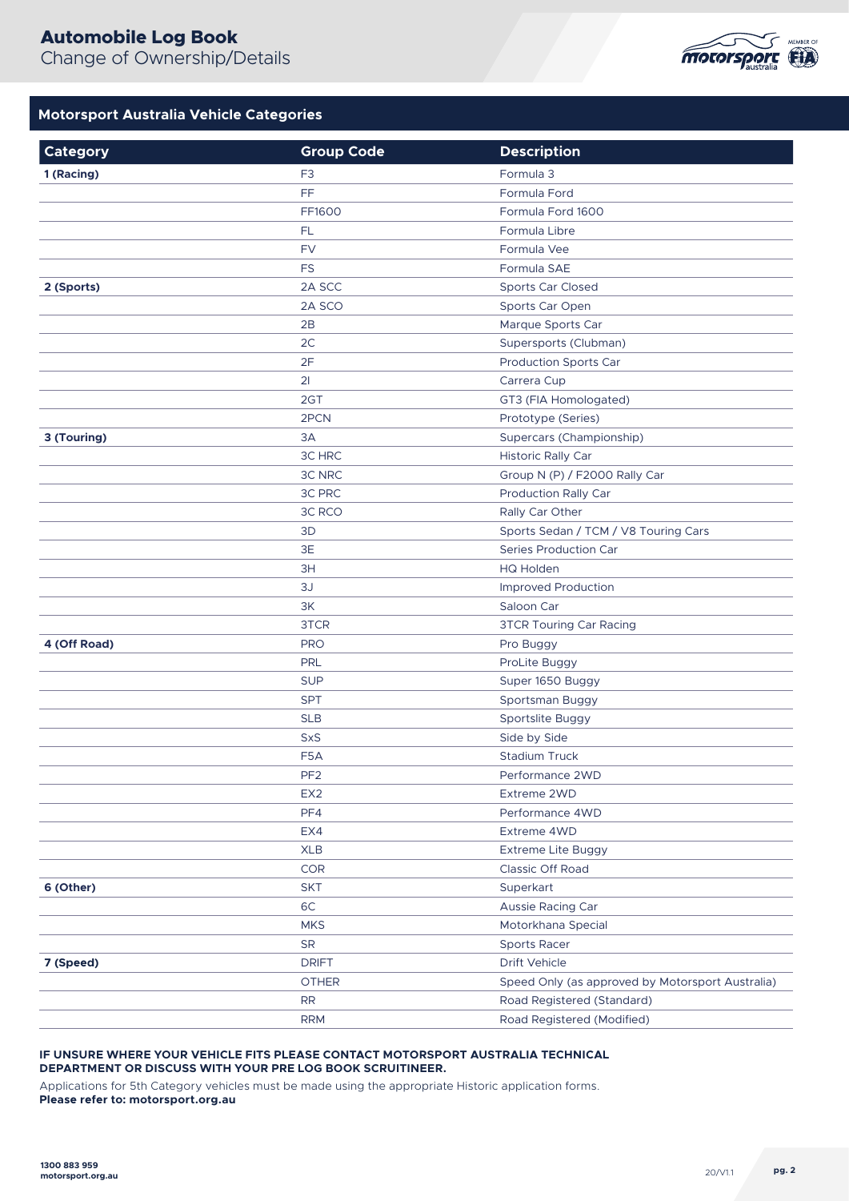# Automobile Log Book

Change of Ownership/Details

## Motorsport Australia Vehicle Categories

| Category | Group Code | Description |
| --- | --- | --- |
| **1 (Racing)** | F3 | Formula 3 |
| | FF | Formula Ford |
| | FF1600 | Formula Ford 1600 |
| | FL | Formula Libre |
| | FV | Formula Vee |
| | FS | Formula SAE |
| **2 (Sports)** | 2A SCC | Sports Car Closed |
| | 2A SCO | Sports Car Open |
| | 2B | Marque Sports Car |
| | 2C | Supersports (Clubman) |
| | 2F | Production Sports Car |
| | 2I | Carrera Cup |
| | 2GT | GT3 (FIA Homologated) |
| | 2PCN | Prototype (Series) |
| **3 (Touring)** | 3A | Supercars (Championship) |
| | 3C HRC | Historic Rally Car |
| | 3C NRC | Group N (P) / F2000 Rally Car |
| | 3C PRC | Production Rally Car |
| | 3C RCO | Rally Car Other |
| | 3D | Sports Sedan / TCM / V8 Touring Cars |
| | 3E | Series Production Car |
| | 3H | HQ Holden |
| | 3J | Improved Production |
| | 3K | Saloon Car |
| | 3TCR | 3TCR Touring Car Racing |
| **4 (Off Road)** | PRO | Pro Buggy |
| | PRL | ProLite Buggy |
| | SUP | Super 1650 Buggy |
| | SPT | Sportsman Buggy |
| | SLB | Sportslite Buggy |
| | SxS | Side by Side |
| | F5A | Stadium Truck |
| | PF2 | Performance 2WD |
| | EX2 | Extreme 2WD |
| | PF4 | Performance 4WD |
| | EX4 | Extreme 4WD |
| | XLB | Extreme Lite Buggy |
| | COR | Classic Off Road |
| **6 (Other)** | SKT | Superkart |
| | 6C | Aussie Racing Car |
| | MKS | Motorkhana Special |
| | SR | Sports Racer |
| **7 (Speed)** | DRIFT | Drift Vehicle |
| | OTHER | Speed Only (as approved by Motorsport Australia) |
| | RR | Road Registered (Standard) |
| | RRM | Road Registered (Modified) |

**IF UNSURE WHERE YOUR VEHICLE FITS PLEASE CONTACT MOTORSPORT AUSTRALIA TECHNICAL DEPARTMENT OR DISCUSS WITH YOUR PRE LOG BOOK SCRUITINEER.**

Applications for 5th Category vehicles must be made using the appropriate Historic application forms.
**Please refer to: motorsport.org.au**